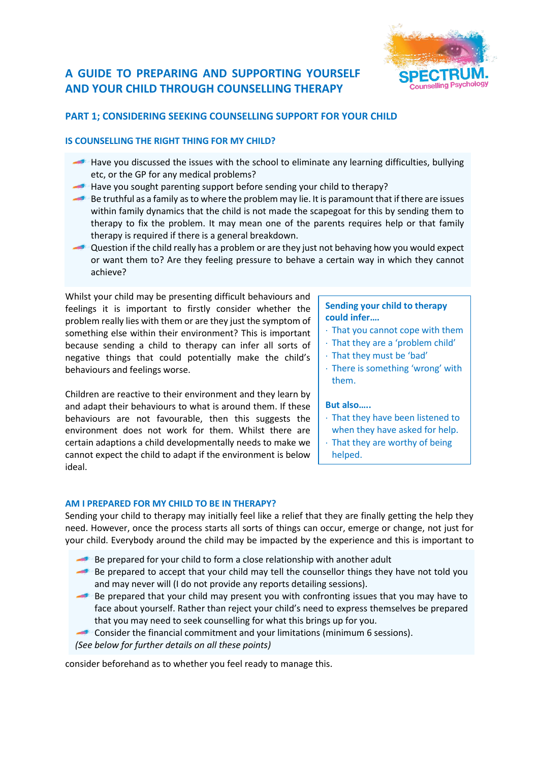# A GUIDE TO PREPARING AND SUPPORTING YOURSELF AND YOUR CHILD THROUGH COUNSELLING THERAPY

## PART 1; CONSIDERING SEEKING COUNSELLING SUPPORT FOR YOUR CHILD

### IS COUNSELLING THE RIGHT THING FOR MY CHILD?

- Have you discussed the issues with the school to eliminate any learning difficulties, bullying etc, or the GP for any medical problems?
- Have you sought parenting support before sending your child to therapy?
- Be truthful as a family as to where the problem may lie. It is paramount that if there are issues within family dynamics that the child is not made the scapegoat for this by sending them to therapy to fix the problem. It may mean one of the parents requires help or that family therapy is required if there is a general breakdown.
- Question if the child really has a problem or are they just not behaving how you would expect or want them to? Are they feeling pressure to behave a certain way in which they cannot achieve?

Whilst your child may be presenting difficult behaviours and feelings it is important to firstly consider whether the problem really lies with them or are they just the symptom of something else within their environment? This is important because sending a child to therapy can infer all sorts of negative things that could potentially make the child's behaviours and feelings worse.

Children are reactive to their environment and they learn by and adapt their behaviours to what is around them. If these behaviours are not favourable, then this suggests the environment does not work for them. Whilst there are certain adaptions a child developmentally needs to make we cannot expect the child to adapt if the environment is below ideal.

**Sending your child to therapy could infer….**

- That you cannot cope with them
- That they are a 'problem child'
- That they must be 'bad'
- There is something 'wrong' with them.

**But also…..**

- That they have been listened to when they have asked for help.
- That they are worthy of being helped.

### AM I PREPARED FOR MY CHILD TO BE IN THERAPY?

Sending your child to therapy may initially feel like a relief that they are finally getting the help they need. However, once the process starts all sorts of things can occur, emerge or change, not just for your child. Everybody around the child may be impacted by the experience and this is important to consider beforehand as to whether you feel ready to manage this.

- Be prepared for your child to form a close relationship with another adult
- Be prepared to accept that your child may tell the counsellor things they have not told you and may never will (I do not provide any reports detailing sessions).
- Be prepared that your child may present you with confronting issues that you may have to face about yourself. Rather than reject your child's need to express themselves be prepared that you may need to seek counselling for what this brings up for you.
- Consider the financial commitment and your limitations (minimum 6 sessions).

*(See below for further details on all these points)*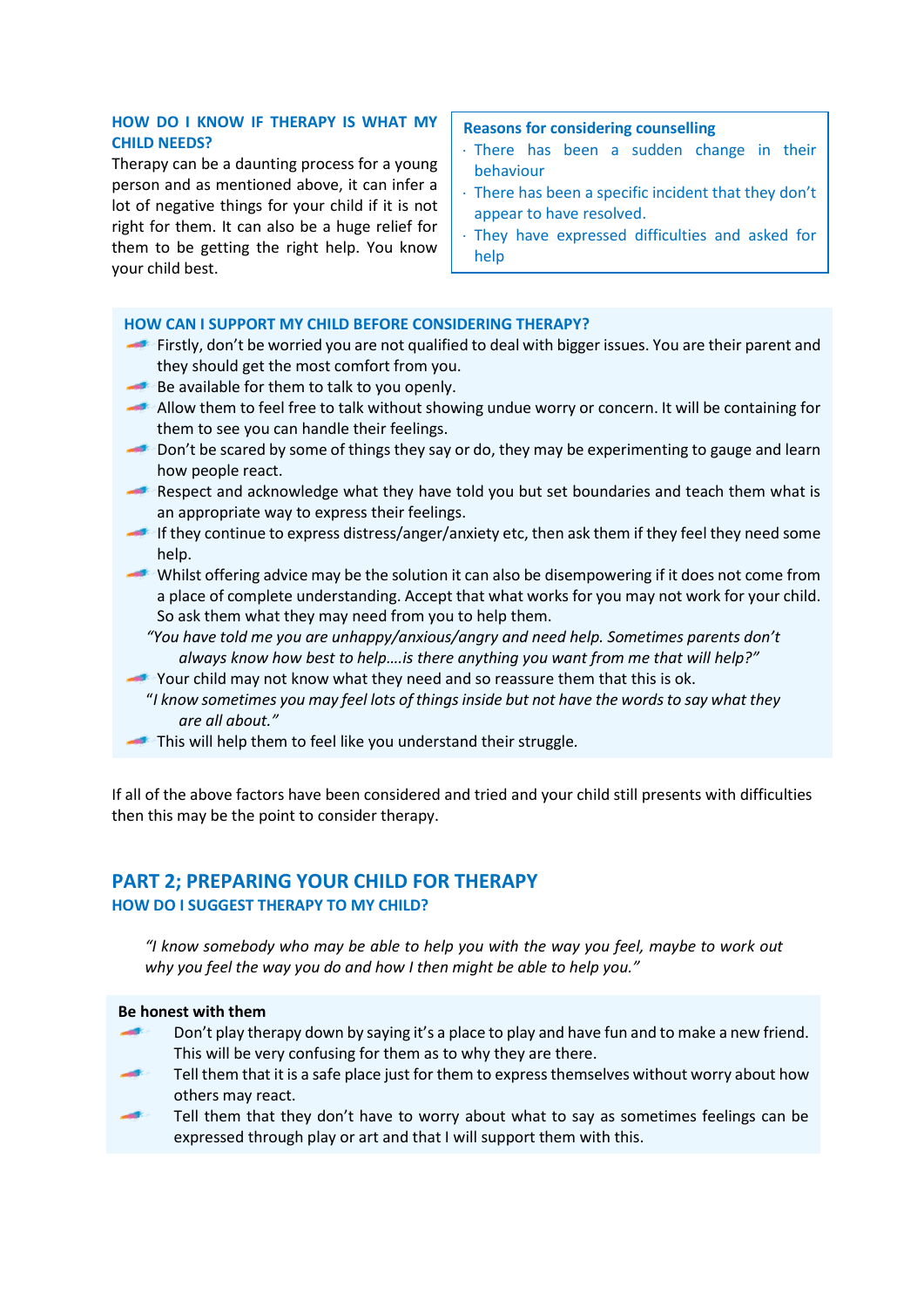### HOW DO I KNOW IF THERAPY IS WHAT MY CHILD NEEDS?

Therapy can be a daunting process for a young person and as mentioned above, it can infer a lot of negative things for your child if it is not right for them. It can also be a huge relief for them to be getting the right help. You know your child best.

**Reasons for considering counselling**

- There has been a sudden change in their behaviour
- There has been a specific incident that they don't appear to have resolved.
- They have expressed difficulties and asked for help

### HOW CAN I SUPPORT MY CHILD BEFORE CONSIDERING THERAPY?

- Firstly, don't be worried you are not qualified to deal with bigger issues. You are their parent and they should get the most comfort from you.
- Be available for them to talk to you openly.
- Allow them to feel free to talk without showing undue worry or concern. It will be containing for them to see you can handle their feelings.
- Don't be scared by some of things they say or do, they may be experimenting to gauge and learn how people react.
- Respect and acknowledge what they have told you but set boundaries and teach them what is an appropriate way to express their feelings.
- If they continue to express distress/anger/anxiety etc, then ask them if they feel they need some help.
- Whilst offering advice may be the solution it can also be disempowering if it does not come from a place of complete understanding. Accept that what works for you may not work for your child. So ask them what they may need from you to help them.

  *"You have told me you are unhappy/anxious/angry and need help. Sometimes parents don't always know how best to help….is there anything you want from me that will help?"*
- Your child may not know what they need and so reassure them that this is ok.

  *"I know sometimes you may feel lots of things inside but not have the words to say what they are all about."*
- This will help them to feel like you understand their struggle.

If all of the above factors have been considered and tried and your child still presents with difficulties then this may be the point to consider therapy.

## PART 2; PREPARING YOUR CHILD FOR THERAPY

### HOW DO I SUGGEST THERAPY TO MY CHILD?

*"I know somebody who may be able to help you with the way you feel, maybe to work out why you feel the way you do and how I then might be able to help you."*

**Be honest with them**

- Don't play therapy down by saying it's a place to play and have fun and to make a new friend. This will be very confusing for them as to why they are there.
- Tell them that it is a safe place just for them to express themselves without worry about how others may react.
- Tell them that they don't have to worry about what to say as sometimes feelings can be expressed through play or art and that I will support them with this.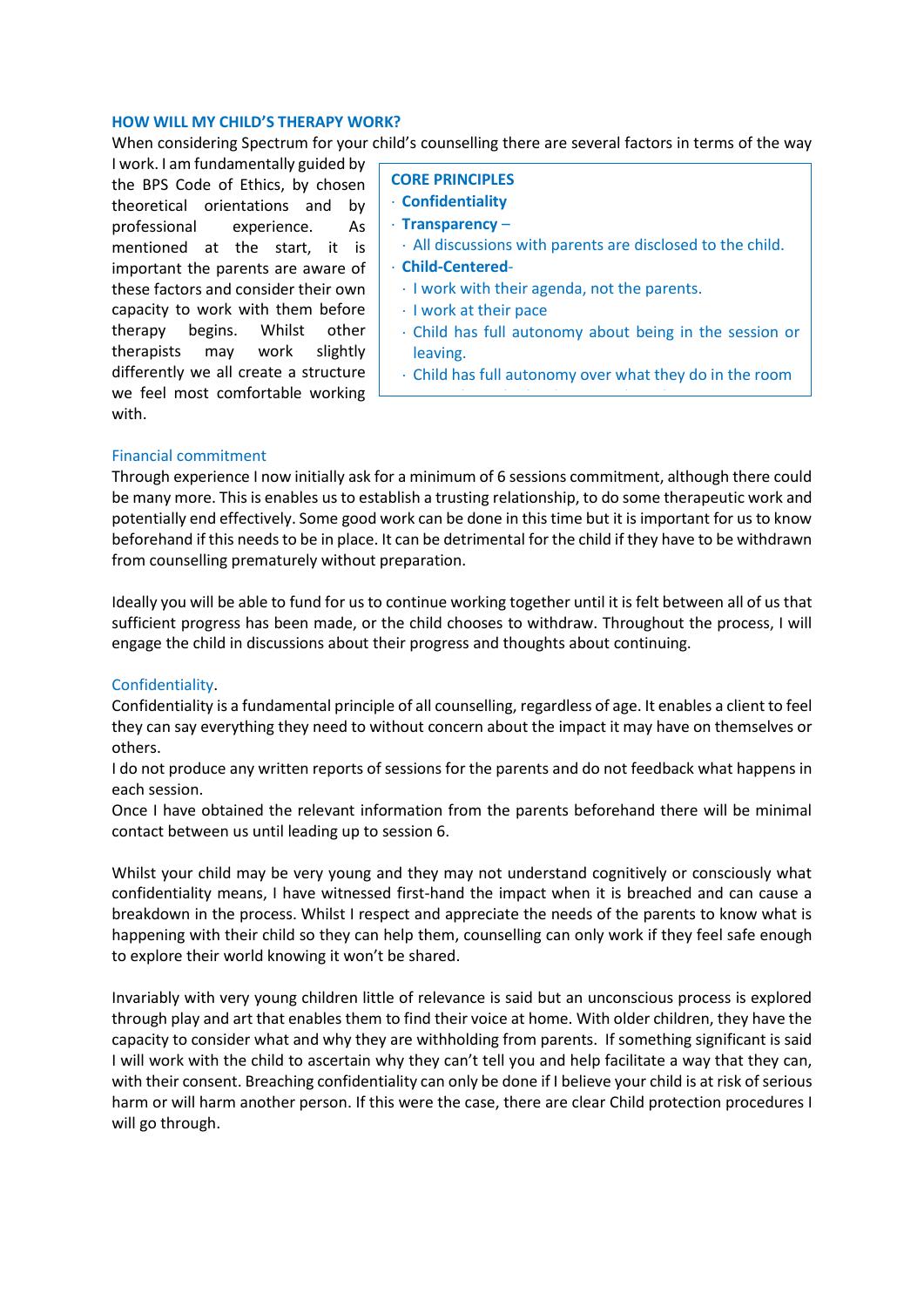## HOW WILL MY CHILD'S THERAPY WORK?

When considering Spectrum for your child's counselling there are several factors in terms of the way I work. I am fundamentally guided by the BPS Code of Ethics, by chosen theoretical orientations and by professional experience. As mentioned at the start, it is important the parents are aware of these factors and consider their own capacity to work with them before therapy begins. Whilst other therapists may work slightly differently we all create a structure we feel most comfortable working with.

> **CORE PRINCIPLES**
> - **Confidentiality**
> - **Transparency** –
>   - All discussions with parents are disclosed to the child.
> - **Child-Centered**-
>   - I work with their agenda, not the parents.
>   - I work at their pace
>   - Child has full autonomy about being in the session or leaving.
>   - Child has full autonomy over what they do in the room

### Financial commitment

Through experience I now initially ask for a minimum of 6 sessions commitment, although there could be many more. This is enables us to establish a trusting relationship, to do some therapeutic work and potentially end effectively. Some good work can be done in this time but it is important for us to know beforehand if this needs to be in place. It can be detrimental for the child if they have to be withdrawn from counselling prematurely without preparation.

Ideally you will be able to fund for us to continue working together until it is felt between all of us that sufficient progress has been made, or the child chooses to withdraw. Throughout the process, I will engage the child in discussions about their progress and thoughts about continuing.

### Confidentiality.

Confidentiality is a fundamental principle of all counselling, regardless of age. It enables a client to feel they can say everything they need to without concern about the impact it may have on themselves or others.

I do not produce any written reports of sessions for the parents and do not feedback what happens in each session.

Once I have obtained the relevant information from the parents beforehand there will be minimal contact between us until leading up to session 6.

Whilst your child may be very young and they may not understand cognitively or consciously what confidentiality means, I have witnessed first-hand the impact when it is breached and can cause a breakdown in the process. Whilst I respect and appreciate the needs of the parents to know what is happening with their child so they can help them, counselling can only work if they feel safe enough to explore their world knowing it won't be shared.

Invariably with very young children little of relevance is said but an unconscious process is explored through play and art that enables them to find their voice at home. With older children, they have the capacity to consider what and why they are withholding from parents. If something significant is said I will work with the child to ascertain why they can't tell you and help facilitate a way that they can, with their consent. Breaching confidentiality can only be done if I believe your child is at risk of serious harm or will harm another person. If this were the case, there are clear Child protection procedures I will go through.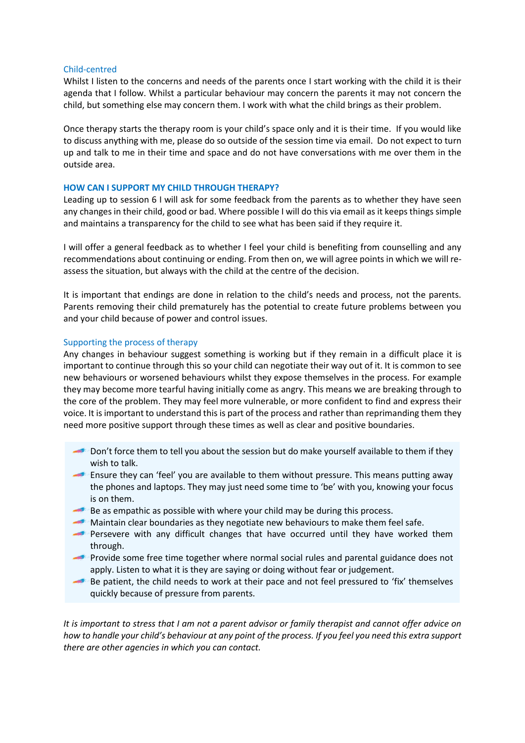### Child-centred

Whilst I listen to the concerns and needs of the parents once I start working with the child it is their agenda that I follow. Whilst a particular behaviour may concern the parents it may not concern the child, but something else may concern them. I work with what the child brings as their problem.

Once therapy starts the therapy room is your child's space only and it is their time. If you would like to discuss anything with me, please do so outside of the session time via email. Do not expect to turn up and talk to me in their time and space and do not have conversations with me over them in the outside area.

## HOW CAN I SUPPORT MY CHILD THROUGH THERAPY?

Leading up to session 6 I will ask for some feedback from the parents as to whether they have seen any changes in their child, good or bad. Where possible I will do this via email as it keeps things simple and maintains a transparency for the child to see what has been said if they require it.

I will offer a general feedback as to whether I feel your child is benefiting from counselling and any recommendations about continuing or ending. From then on, we will agree points in which we will re-assess the situation, but always with the child at the centre of the decision.

It is important that endings are done in relation to the child's needs and process, not the parents. Parents removing their child prematurely has the potential to create future problems between you and your child because of power and control issues.

### Supporting the process of therapy

Any changes in behaviour suggest something is working but if they remain in a difficult place it is important to continue through this so your child can negotiate their way out of it. It is common to see new behaviours or worsened behaviours whilst they expose themselves in the process. For example they may become more tearful having initially come as angry. This means we are breaking through to the core of the problem. They may feel more vulnerable, or more confident to find and express their voice. It is important to understand this is part of the process and rather than reprimanding them they need more positive support through these times as well as clear and positive boundaries.

- Don't force them to tell you about the session but do make yourself available to them if they wish to talk.
- Ensure they can 'feel' you are available to them without pressure. This means putting away the phones and laptops. They may just need some time to 'be' with you, knowing your focus is on them.
- Be as empathic as possible with where your child may be during this process.
- Maintain clear boundaries as they negotiate new behaviours to make them feel safe.
- Persevere with any difficult changes that have occurred until they have worked them through.
- Provide some free time together where normal social rules and parental guidance does not apply. Listen to what it is they are saying or doing without fear or judgement.
- Be patient, the child needs to work at their pace and not feel pressured to 'fix' themselves quickly because of pressure from parents.

*It is important to stress that I am not a parent advisor or family therapist and cannot offer advice on how to handle your child's behaviour at any point of the process. If you feel you need this extra support there are other agencies in which you can contact.*